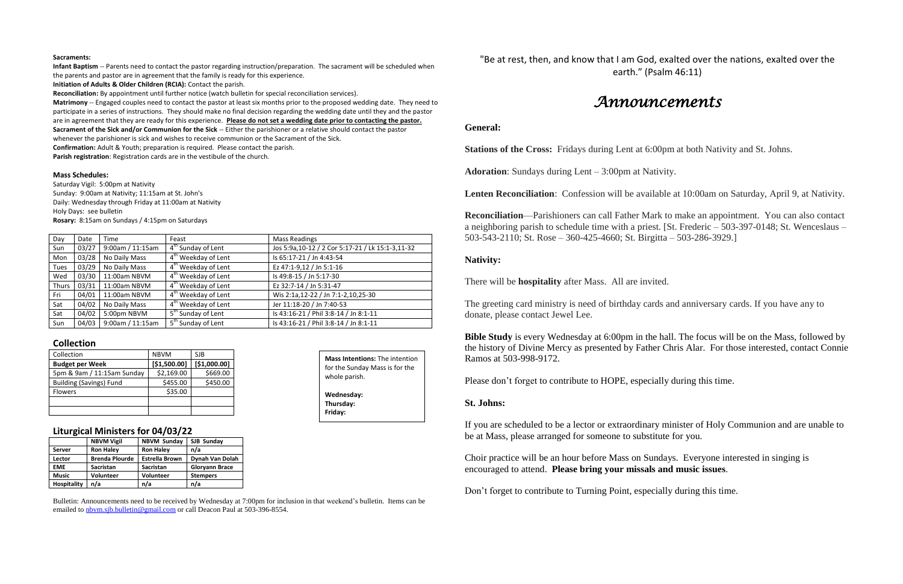**Sacraments:**

**Infant Baptism** -- Parents need to contact the pastor regarding instruction/preparation. The sacrament will be scheduled when the parents and pastor are in agreement that the family is ready for this experience.

**Initiation of Adults & Older Children (RCIA):** Contact the parish.

**Reconciliation:** By appointment until further notice (watch bulletin for special reconciliation services).

**Matrimony** -- Engaged couples need to contact the pastor at least six months prior to the proposed wedding date. They need to participate in a series of instructions. They should make no final decision regarding the wedding date until they and the pastor are in agreement that they are ready for this experience. **Please do not set a wedding date prior to contacting the pastor.**

**Sacrament of the Sick and/or Communion for the Sick** -- Either the parishioner or a relative should contact the pastor whenever the parishioner is sick and wishes to receive communion or the Sacrament of the Sick.

**Confirmation:** Adult & Youth; preparation is required. Please contact the parish.

**Parish registration**: Registration cards are in the vestibule of the church.

**Mass Schedules:**

Saturday Vigil: 5:00pm at Nativity
Sunday: 9:00am at Nativity; 11:15am at St. John's
Daily: Wednesday through Friday at 11:00am at Nativity
Holy Days: see bulletin
**Rosary:** 8:15am on Sundays / 4:15pm on Saturdays

| Day | Date | Time | Feast | Mass Readings |
|---|---|---|---|---|
| Sun | 03/27 | 9:00am / 11:15am | 4th Sunday of Lent | Jos 5:9a,10-12 / 2 Cor 5:17-21 / Lk 15:1-3,11-32 |
| Mon | 03/28 | No Daily Mass | 4th Weekday of Lent | Is 65:17-21 / Jn 4:43-54 |
| Tues | 03/29 | No Daily Mass | 4th Weekday of Lent | Ez 47:1-9,12 / Jn 5:1-16 |
| Wed | 03/30 | 11:00am NBVM | 4th Weekday of Lent | Is 49:8-15 / Jn 5:17-30 |
| Thurs | 03/31 | 11:00am NBVM | 4th Weekday of Lent | Ez 32:7-14 / Jn 5:31-47 |
| Fri | 04/01 | 11:00am NBVM | 4th Weekday of Lent | Wis 2:1a,12-22 / Jn 7:1-2,10,25-30 |
| Sat | 04/02 | No Daily Mass | 4th Weekday of Lent | Jer 11:18-20 / Jn 7:40-53 |
| Sat | 04/02 | 5:00pm NBVM | 5th Sunday of Lent | Is 43:16-21 / Phil 3:8-14 / Jn 8:1-11 |
| Sun | 04/03 | 9:00am / 11:15am | 5th Sunday of Lent | Is 43:16-21 / Phil 3:8-14 / Jn 8:1-11 |

## Collection

| Collection | NBVM | SJB |
|---|---|---|
| **Budget per Week** | **[$1,500.00]** | **[$1,000.00]** |
| 5pm & 9am / 11:15am Sunday | $2,169.00 | $669.00 |
| Building (Savings) Fund | $455.00 | $450.00 |
| Flowers | $35.00 | |
| | | |
| | | |

**Mass Intentions:** The intention for the Sunday Mass is for the whole parish.

**Wednesday:**
**Thursday:**
**Friday:**

## Liturgical Ministers for 04/03/22

| | NBVM Vigil | NBVM Sunday | SJB Sunday |
|---|---|---|---|
| **Server** | **Ron Haley** | **Ron Haley** | **n/a** |
| **Lector** | **Brenda Plourde** | **Estrella Brown** | **Dynah Van Dolah** |
| **EME** | **Sacristan** | **Sacristan** | **Gloryann Brace** |
| **Music** | **Volunteer** | **Volunteer** | **Stempers** |
| **Hospitality** | **n/a** | **n/a** | **n/a** |

Bulletin: Announcements need to be received by Wednesday at 7:00pm for inclusion in that weekend's bulletin. Items can be emailed to nbvm.sjb.bulletin@gmail.com or call Deacon Paul at 503-396-8554.

"Be at rest, then, and know that I am God, exalted over the nations, exalted over the earth." (Psalm 46:11)

# *Announcements*

**General:**

**Stations of the Cross:** Fridays during Lent at 6:00pm at both Nativity and St. Johns.

**Adoration**: Sundays during Lent – 3:00pm at Nativity.

**Lenten Reconciliation**: Confession will be available at 10:00am on Saturday, April 9, at Nativity.

**Reconciliation**—Parishioners can call Father Mark to make an appointment. You can also contact a neighboring parish to schedule time with a priest. [St. Frederic – 503-397-0148; St. Wenceslaus – 503-543-2110; St. Rose – 360-425-4660; St. Birgitta – 503-286-3929.]

**Nativity:**

There will be **hospitality** after Mass. All are invited.

The greeting card ministry is need of birthday cards and anniversary cards. If you have any to donate, please contact Jewel Lee.

**Bible Study** is every Wednesday at 6:00pm in the hall. The focus will be on the Mass, followed by the history of Divine Mercy as presented by Father Chris Alar. For those interested, contact Connie Ramos at 503-998-9172.

Please don't forget to contribute to HOPE, especially during this time.

**St. Johns:**

If you are scheduled to be a lector or extraordinary minister of Holy Communion and are unable to be at Mass, please arranged for someone to substitute for you.

Choir practice will be an hour before Mass on Sundays. Everyone interested in singing is encouraged to attend. **Please bring your missals and music issues**.

Don't forget to contribute to Turning Point, especially during this time.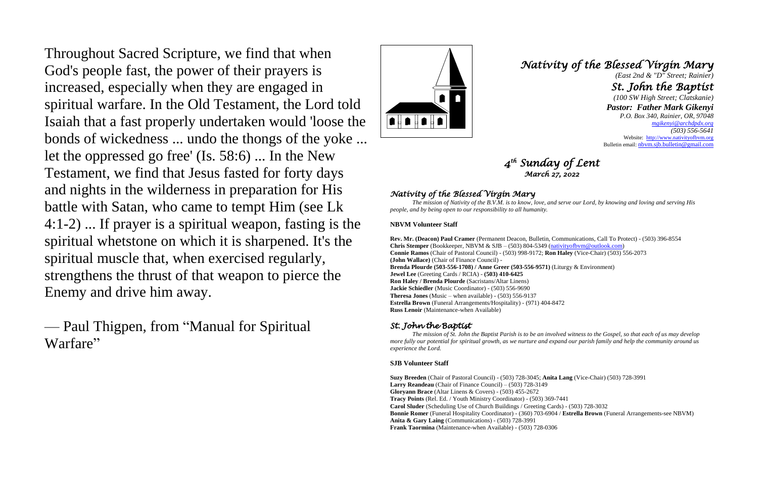Throughout Sacred Scripture, we find that when God's people fast, the power of their prayers is increased, especially when they are engaged in spiritual warfare. In the Old Testament, the Lord told Isaiah that a fast properly undertaken would 'loose the bonds of wickedness ... undo the thongs of the yoke ... let the oppressed go free' (Is. 58:6) ... In the New Testament, we find that Jesus fasted for forty days and nights in the wilderness in preparation for His battle with Satan, who came to tempt Him (see Lk 4:1-2) ... If prayer is a spiritual weapon, fasting is the spiritual whetstone on which it is sharpened. It's the spiritual muscle that, when exercised regularly, strengthens the thrust of that weapon to pierce the Enemy and drive him away.

— Paul Thigpen, from "Manual for Spiritual Warfare"

# *Nativity of the Blessed Virgin Mary*

*(East 2nd & "D" Street; Rainier)*

## *St. John the Baptist*

*(100 SW High Street; Clatskanie)*

***Pastor: Father Mark Gikenyi***

*P.O. Box 340, Rainier, OR, 97048*

*mgikenyi@archdpdx.org*

*(503) 556-5641*

Website: http://www.nativityofbvm.org

Bulletin email: nbvm.sjb.bulletin@gmail.com

## *4th Sunday of Lent*

*March 27, 2022*

### *Nativity of the Blessed Virgin Mary*

*The mission of Nativity of the B.V.M. is to know, love, and serve our Lord, by knowing and loving and serving His people, and by being open to our responsibility to all humanity.*

**NBVM Volunteer Staff**

**Rev. Mr. (Deacon) Paul Cramer** (Permanent Deacon, Bulletin, Communications, Call To Protect) - (503) 396-8554
**Chris Stemper** (Bookkeeper, NBVM & SJB – (503) 804-5349 (nativityofbvm@outlook.com)
**Connie Ramos** (Chair of Pastoral Council) - (503) 998-9172; **Ron Haley** (Vice-Chair) (503) 556-2073
**(John Wallace)** (Chair of Finance Council) -
**Brenda Plourde (503-556-1708) / Anne Greer (503-556-9571)** (Liturgy & Environment)
**Jewel Lee** (Greeting Cards / RCIA) - **(503) 410-6425**
**Ron Haley / Brenda Plourde** (Sacristans/Altar Linens)
**Jackie Schiedler** (Music Coordinator) - (503) 556-9690
**Theresa Jones** (Music – when available) - (503) 556-9137
**Estrella Brown** (Funeral Arrangements/Hospitality) - (971) 404-8472
**Russ Lenoir** (Maintenance-when Available)

### *St. John the Baptist*

*The mission of St. John the Baptist Parish is to be an involved witness to the Gospel, so that each of us may develop more fully our potential for spiritual growth, as we nurture and expand our parish family and help the community around us experience the Lord.*

**SJB Volunteer Staff**

**Suzy Breeden** (Chair of Pastoral Council) - (503) 728-3045; **Anita Lang** (Vice-Chair) (503) 728-3991
**Larry Reandeau** (Chair of Finance Council) – (503) 728-3149
**Gloryann Brace** (Altar Linens & Covers) - (503) 455-2672
**Tracy Points** (Rel. Ed. / Youth Ministry Coordinator) - (503) 369-7441
**Carol Sluder** (Scheduling Use of Church Buildings / Greeting Cards) - (503) 728-3032
**Bonnie Romer** (Funeral Hospitality Coordinator) - (360) 703-6904 / **Estrella Brown** (Funeral Arrangements-see NBVM)
**Anita & Gary Laing** (Communications) - (503) 728-3991
**Frank Taormina** (Maintenance-when Available) - (503) 728-0306